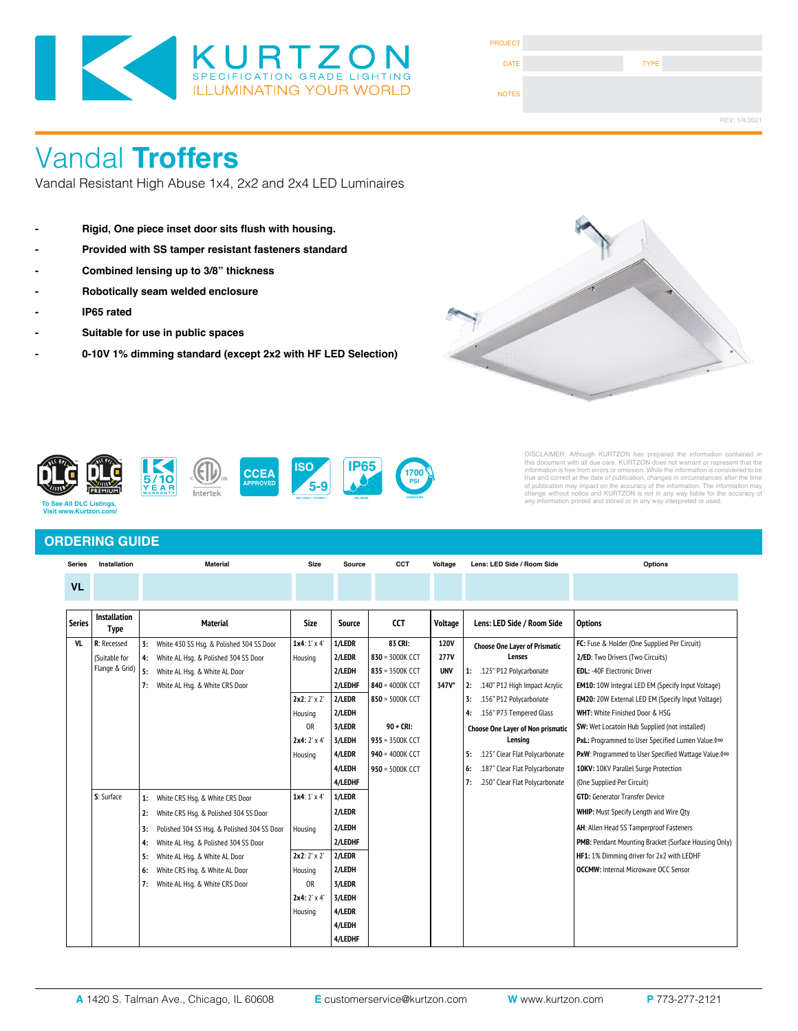KURTZON
SPECIFICATION GRADE LIGHTING
ILLUMINATING YOUR WORLD

| PROJECT | | | |
|---|---|---|---|
| DATE | | TYPE | |
| NOTES | | | |

REV: 1/4/2021

# Vandal **Troffers**

Vandal Resistant High Abuse 1x4, 2x2 and 2x4 LED Luminaires

- **Rigid, One piece inset door sits flush with housing.**
- **Provided with SS tamper resistant fasteners standard**
- **Combined lensing up to 3/8" thickness**
- **Robotically seam welded enclosure**
- **IP65 rated**
- **Suitable for use in public spaces**
- **0-10V 1% dimming standard (except 2x2 with HF LED Selection)**

To See All DLC Listings, Visit www.Kurtzon.com/

DISCLAIMER: Although KURTZON has prepared the information contained in this document with all due care, KURTZON does not warrant or represent that the information is free from errors or omission. While the information is considered to be true and correct at the date of publication, changes in circumstances after the time of publication may impact on the accuracy of the information. The information may change without notice and KURTZON is not in any way liable for the accuracy of any information printed and stored or in any way interpreted or used.

## ORDERING GUIDE

| Series | Installation | Material | Size | Source | CCT | Voltage | Lens: LED Side / Room Side | Options |
|---|---|---|---|---|---|---|---|---|
| VL | | | | | | | | |

| Series | Installation Type | Material | Size | Source | CCT | Voltage | Lens: LED Side / Room Side | Options |
|---|---|---|---|---|---|---|---|---|
| VL | R: Recessed (Suitable for Flange & Grid) | 3: White 430 SS Hsg. & Polished 304 SS Door | 1x4: 1' x 4' Housing | 1/LEDR | 83 CRI: | 120V | Choose One Layer of Prismatic Lenses | FC: Fuse & Holder (One Supplied Per Circuit) |
| | | 4: White AL Hsg. & Polished 304 SS Door | | 2/LEDR | 830 = 3000K CCT | 277V | | 2/ED: Two Drivers (Two Circuits) |
| | | 5: White AL Hsg. & White AL Door | | 2/LEDH | 835 = 3500K CCT | UNV | 1: .125" P12 Polycarbonate | EDL: -40F Electronic Driver |
| | | 7: White AL Hsg. & White CRS Door | | 2/LEDHF | 840 = 4000K CCT | 347V* | 2: .140" P12 High Impact Acrylic | EM10: 10W Integral LED EM (Specify Input Voltage) |
| | | | 2x2: 2' x 2' Housing | 2/LEDR | 850 = 5000K CCT | | 3: .156" P12 Polycarbonate | EM20: 20W External LED EM (Specify Input Voltage) |
| | | | | 2/LEDH | | | 4: .156" P73 Tempered Glass | WHT: White Finished Door & HSG |
| | | | OR | 3/LEDR | 90 + CRI: | | Choose One Layer of Non prismatic Lensing | SW: Wet Locatoin Hub Supplied (not installed) |
| | | | 2x4: 2' x 4' Housing | 3/LEDH | 935 = 3500K CCT | | | PxL: Programmed to User Specified Lumen Value.◊∞ |
| | | | | 4/LEDR | 940 = 4000K CCT | | 5: .125" Clear Flat Polycarbonate | PxW: Programmed to User Specified Wattage Value.◊∞ |
| | | | | 4/LEDH | 950 = 5000K CCT | | 6: .187" Clear Flat Polycarbonate | 10KV: 10KV Parallel Surge Protection |
| | | | | 4/LEDHF | | | 7: .250" Clear Flat Polycarbonate | (One Supplied Per Circuit) |
| | S: Surface | 1: White CRS Hsg. & White CRS Door | 1x4: 1' x 4' Housing | 1/LEDR | | | | GTD: Generator Transfer Device |
| | | 2: White CRS Hsg. & Polished 304 SS Door | | 2/LEDR | | | | WHIP: Must Specify Length and Wire Qty |
| | | 3: Polished 304 SS Hsg. & Polished 304 SS Door | | 2/LEDH | | | | AH: Allen Head SS Tamperproof Fasteners |
| | | 4: White AL Hsg. & Polished 304 SS Door | | 2/LEDHF | | | | PMB: Pendant Mounting Bracket (Surface Housing Only) |
| | | 5: White AL Hsg. & White AL Door | 2x2: 2' x 2' Housing | 2/LEDR | | | | HF1: 1% Dimming driver for 2x2 with LEDHF |
| | | 6: White CRS Hsg. & White AL Door | | 2/LEDH | | | | OCCMW: Internal Microwave OCC Sensor |
| | | 7: White AL Hsg. & White CRS Door | OR | 3/LEDR | | | | |
| | | | 2x4: 2' x 4' Housing | 3/LEDH | | | | |
| | | | | 4/LEDR | | | | |
| | | | | 4/LEDH | | | | |
| | | | | 4/LEDHF | | | | |

**A** 1420 S. Talman Ave., Chicago, IL 60608 **E** customerservice@kurtzon.com **W** www.kurtzon.com **P** 773-277-2121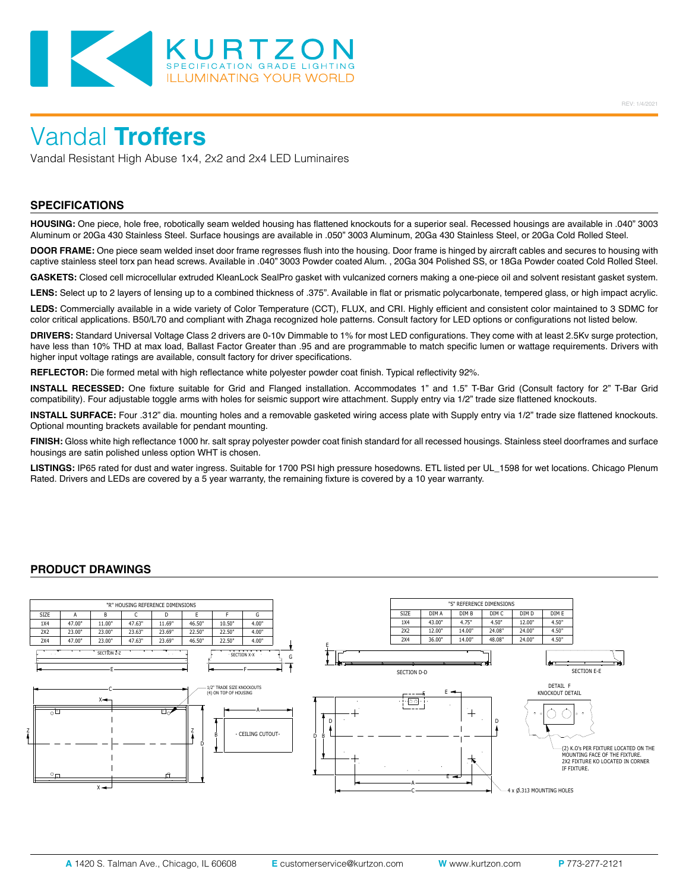# Vandal **Troffers**

Vandal Resistant High Abuse 1x4, 2x2 and 2x4 LED Luminaires

## SPECIFICATIONS

**HOUSING:** One piece, hole free, robotically seam welded housing has flattened knockouts for a superior seal. Recessed housings are available in .040" 3003 Aluminum or 20Ga 430 Stainless Steel. Surface housings are available in .050" 3003 Aluminum, 20Ga 430 Stainless Steel, or 20Ga Cold Rolled Steel.

**DOOR FRAME:** One piece seam welded inset door frame regresses flush into the housing. Door frame is hinged by aircraft cables and secures to housing with captive stainless steel torx pan head screws. Available in .040" 3003 Powder coated Alum. , 20Ga 304 Polished SS, or 18Ga Powder coated Cold Rolled Steel.

**GASKETS:** Closed cell microcellular extruded KleanLock SealPro gasket with vulcanized corners making a one-piece oil and solvent resistant gasket system.

**LENS:** Select up to 2 layers of lensing up to a combined thickness of .375". Available in flat or prismatic polycarbonate, tempered glass, or high impact acrylic.

**LEDS:** Commercially available in a wide variety of Color Temperature (CCT), FLUX, and CRI. Highly efficient and consistent color maintained to 3 SDMC for color critical applications. B50/L70 and compliant with Zhaga recognized hole patterns. Consult factory for LED options or configurations not listed below.

**DRIVERS:** Standard Universal Voltage Class 2 drivers are 0-10v Dimmable to 1% for most LED configurations. They come with at least 2.5Kv surge protection, have less than 10% THD at max load, Ballast Factor Greater than .95 and are programmable to match specific lumen or wattage requirements. Drivers with higher input voltage ratings are available, consult factory for driver specifications.

**REFLECTOR:** Die formed metal with high reflectance white polyester powder coat finish. Typical reflectivity 92%.

**INSTALL RECESSED:** One fixture suitable for Grid and Flanged installation. Accommodates 1" and 1.5" T-Bar Grid (Consult factory for 2" T-Bar Grid compatibility). Four adjustable toggle arms with holes for seismic support wire attachment. Supply entry via 1/2" trade size flattened knockouts.

**INSTALL SURFACE:** Four .312" dia. mounting holes and a removable gasketed wiring access plate with Supply entry via 1/2" trade size flattened knockouts. Optional mounting brackets available for pendant mounting.

**FINISH:** Gloss white high reflectance 1000 hr. salt spray polyester powder coat finish standard for all recessed housings. Stainless steel doorframes and surface housings are satin polished unless option WHT is chosen.

**LISTINGS:** IP65 rated for dust and water ingress. Suitable for 1700 PSI high pressure hosedowns. ETL listed per UL_1598 for wet locations. Chicago Plenum Rated. Drivers and LEDs are covered by a 5 year warranty, the remaining fixture is covered by a 10 year warranty.

## PRODUCT DRAWINGS

"R" HOUSING REFERENCE DIMENSIONS

| SIZE | A | B | C | D | E | F | G |
|---|---|---|---|---|---|---|---|
| 1X4 | 47.00" | 11.00" | 47.63" | 11.69" | 46.50" | 10.50" | 4.00" |
| 2X2 | 23.00" | 23.00" | 23.63" | 23.69" | 22.50" | 22.50" | 4.00" |
| 2X4 | 47.00" | 23.00" | 47.63" | 23.69" | 46.50" | 22.50" | 4.00" |

"S" REFERENCE DIMENSIONS

| SIZE | DIM A | DIM B | DIM C | DIM D | DIM E |
|---|---|---|---|---|---|
| 1X4 | 43.00" | 4.75" | 4.50" | 12.00" | 4.50" |
| 2X2 | 12.00" | 14.00" | 24.08" | 24.00" | 4.50" |
| 2X4 | 36.00" | 14.00" | 48.08" | 24.00" | 4.50" |

SECTION Z-Z

SECTION X-X

SECTION D-D

SECTION E-E

1/2" TRADE SIZE KNOCKOUTS (4) ON TOP OF HOUSING

CEILING CUTOUT

DETAIL F KNOCKOUT DETAIL

(2) K.O's PER FIXTURE LOCATED ON THE MOUNTING FACE OF THE FIXTURE. 2X2 FIXTURE KO LOCATED IN CORNER IF FIXTURE.

4 x Ø.313 MOUNTING HOLES

**A** 1420 S. Talman Ave., Chicago, IL 60608 **E** customerservice@kurtzon.com **W** www.kurtzon.com **P** 773-277-2121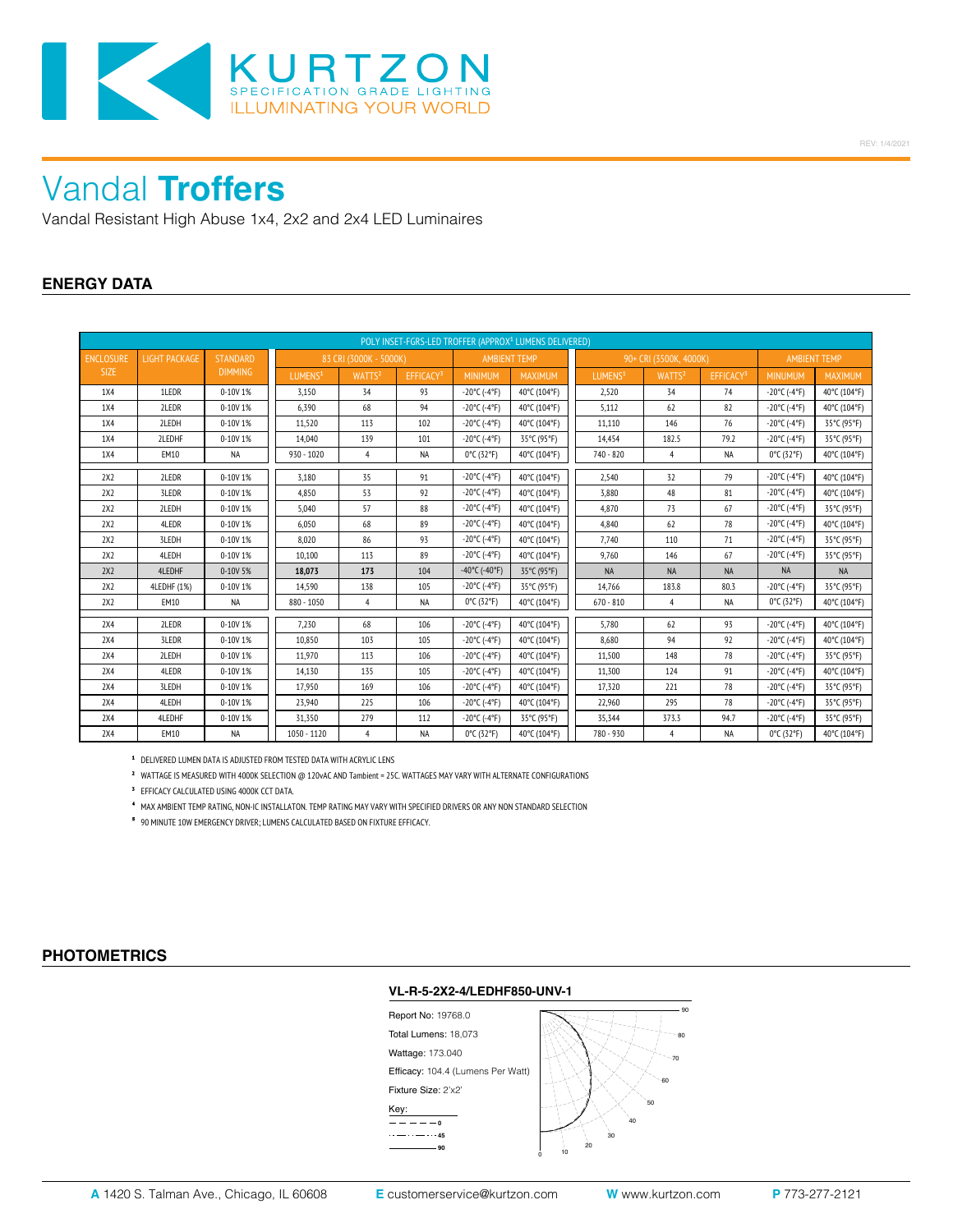KURTZON
SPECIFICATION GRADE LIGHTING
ILLUMINATING YOUR WORLD

REV: 1/4/2021

# Vandal **Troffers**

Vandal Resistant High Abuse 1x4, 2x2 and 2x4 LED Luminaires

## ENERGY DATA

POLY INSET-FGRS-LED TROFFER (APPROX[4] LUMENS DELIVERED)

| ENCLOSURE SIZE | LIGHT PACKAGE | STANDARD DIMMING | 83 CRI (3000K - 5000K) | | | AMBIENT TEMP | | 90+ CRI (3500K, 4000K) | | | AMBIENT TEMP | |
|---|---|---|---|---|---|---|---|---|---|---|---|---|
| | | | LUMENS[1] | WATTS[2] | EFFICACY[3] | MINIMUM | MAXIMUM | LUMENS[1] | WATTS[2] | EFFICACY[3] | MINUMUM | MAXIMUM |
| 1X4 | 1LEDR | 0-10V 1% | 3,150 | 34 | 93 | -20°C (-4°F) | 40°C (104°F) | 2,520 | 34 | 74 | -20°C (-4°F) | 40°C (104°F) |
| 1X4 | 2LEDR | 0-10V 1% | 6,390 | 68 | 94 | -20°C (-4°F) | 40°C (104°F) | 5,112 | 62 | 82 | -20°C (-4°F) | 40°C (104°F) |
| 1X4 | 2LEDH | 0-10V 1% | 11,520 | 113 | 102 | -20°C (-4°F) | 40°C (104°F) | 11,110 | 146 | 76 | -20°C (-4°F) | 35°C (95°F) |
| 1X4 | 2LEDHF | 0-10V 1% | 14,040 | 139 | 101 | -20°C (-4°F) | 35°C (95°F) | 14,454 | 182.5 | 79.2 | -20°C (-4°F) | 35°C (95°F) |
| 1X4 | EM10 | NA | 930 - 1020 | 4 | NA | 0°C (32°F) | 40°C (104°F) | 740 - 820 | 4 | NA | 0°C (32°F) | 40°C (104°F) |
| 2X2 | 2LEDR | 0-10V 1% | 3,180 | 35 | 91 | -20°C (-4°F) | 40°C (104°F) | 2,540 | 32 | 79 | -20°C (-4°F) | 40°C (104°F) |
| 2X2 | 3LEDR | 0-10V 1% | 4,850 | 53 | 92 | -20°C (-4°F) | 40°C (104°F) | 3,880 | 48 | 81 | -20°C (-4°F) | 40°C (104°F) |
| 2X2 | 2LEDH | 0-10V 1% | 5,040 | 57 | 88 | -20°C (-4°F) | 40°C (104°F) | 4,870 | 73 | 67 | -20°C (-4°F) | 35°C (95°F) |
| 2X2 | 4LEDR | 0-10V 1% | 6,050 | 68 | 89 | -20°C (-4°F) | 40°C (104°F) | 4,840 | 62 | 78 | -20°C (-4°F) | 40°C (104°F) |
| 2X2 | 3LEDH | 0-10V 1% | 8,020 | 86 | 93 | -20°C (-4°F) | 40°C (104°F) | 7,740 | 110 | 71 | -20°C (-4°F) | 35°C (95°F) |
| 2X2 | 4LEDH | 0-10V 1% | 10,100 | 113 | 89 | -20°C (-4°F) | 40°C (104°F) | 9,760 | 146 | 67 | -20°C (-4°F) | 35°C (95°F) |
| 2X2 | 4LEDHF | 0-10V 5% | **18,073** | **173** | 104 | -40°C (-40°F) | 35°C (95°F) | NA | NA | NA | NA | NA |
| 2X2 | 4LEDHF (1%) | 0-10V 1% | 14,590 | 138 | 105 | -20°C (-4°F) | 35°C (95°F) | 14,766 | 183.8 | 80.3 | -20°C (-4°F) | 35°C (95°F) |
| 2X2 | EM10 | NA | 880 - 1050 | 4 | NA | 0°C (32°F) | 40°C (104°F) | 670 - 810 | 4 | NA | 0°C (32°F) | 40°C (104°F) |
| 2X4 | 2LEDR | 0-10V 1% | 7,230 | 68 | 106 | -20°C (-4°F) | 40°C (104°F) | 5,780 | 62 | 93 | -20°C (-4°F) | 40°C (104°F) |
| 2X4 | 3LEDR | 0-10V 1% | 10,850 | 103 | 105 | -20°C (-4°F) | 40°C (104°F) | 8,680 | 94 | 92 | -20°C (-4°F) | 40°C (104°F) |
| 2X4 | 2LEDH | 0-10V 1% | 11,970 | 113 | 106 | -20°C (-4°F) | 40°C (104°F) | 11,500 | 148 | 78 | -20°C (-4°F) | 35°C (95°F) |
| 2X4 | 4LEDR | 0-10V 1% | 14,130 | 135 | 105 | -20°C (-4°F) | 40°C (104°F) | 11,300 | 124 | 91 | -20°C (-4°F) | 40°C (104°F) |
| 2X4 | 3LEDH | 0-10V 1% | 17,950 | 169 | 106 | -20°C (-4°F) | 40°C (104°F) | 17,320 | 221 | 78 | -20°C (-4°F) | 35°C (95°F) |
| 2X4 | 4LEDH | 0-10V 1% | 23,940 | 225 | 106 | -20°C (-4°F) | 40°C (104°F) | 22,960 | 295 | 78 | -20°C (-4°F) | 35°C (95°F) |
| 2X4 | 4LEDHF | 0-10V 1% | 31,350 | 279 | 112 | -20°C (-4°F) | 35°C (95°F) | 35,344 | 373.3 | 94.7 | -20°C (-4°F) | 35°C (95°F) |
| 2X4 | EM10 | NA | 1050 - 1120 | 4 | NA | 0°C (32°F) | 40°C (104°F) | 780 - 930 | 4 | NA | 0°C (32°F) | 40°C (104°F) |

[1] DELIVERED LUMEN DATA IS ADJUSTED FROM TESTED DATA WITH ACRYLIC LENS

[2] WATTAGE IS MEASURED WITH 4000K SELECTION @ 120vAC AND Tambient = 25C. WATTAGES MAY VARY WITH ALTERNATE CONFIGURATIONS

[3] EFFICACY CALCULATED USING 4000K CCT DATA.

[4] MAX AMBIENT TEMP RATING, NON-IC INSTALLATON. TEMP RATING MAY VARY WITH SPECIFIED DRIVERS OR ANY NON STANDARD SELECTION

[5] 90 MINUTE 10W EMERGENCY DRIVER; LUMENS CALCULATED BASED ON FIXTURE EFFICACY.

## PHOTOMETRICS

### VL-R-5-2X2-4/LEDHF850-UNV-1

Report No: 19768.0

Total Lumens: 18,073

Wattage: 173.040

Efficacy: 104.4 (Lumens Per Watt)

Fixture Size: 2'x2'

Key:
- 0
- 45
- 90

90
80
70
60
50
40
30
20
10
0

**A** 1420 S. Talman Ave., Chicago, IL 60608 **E** customerservice@kurtzon.com **W** www.kurtzon.com **P** 773-277-2121